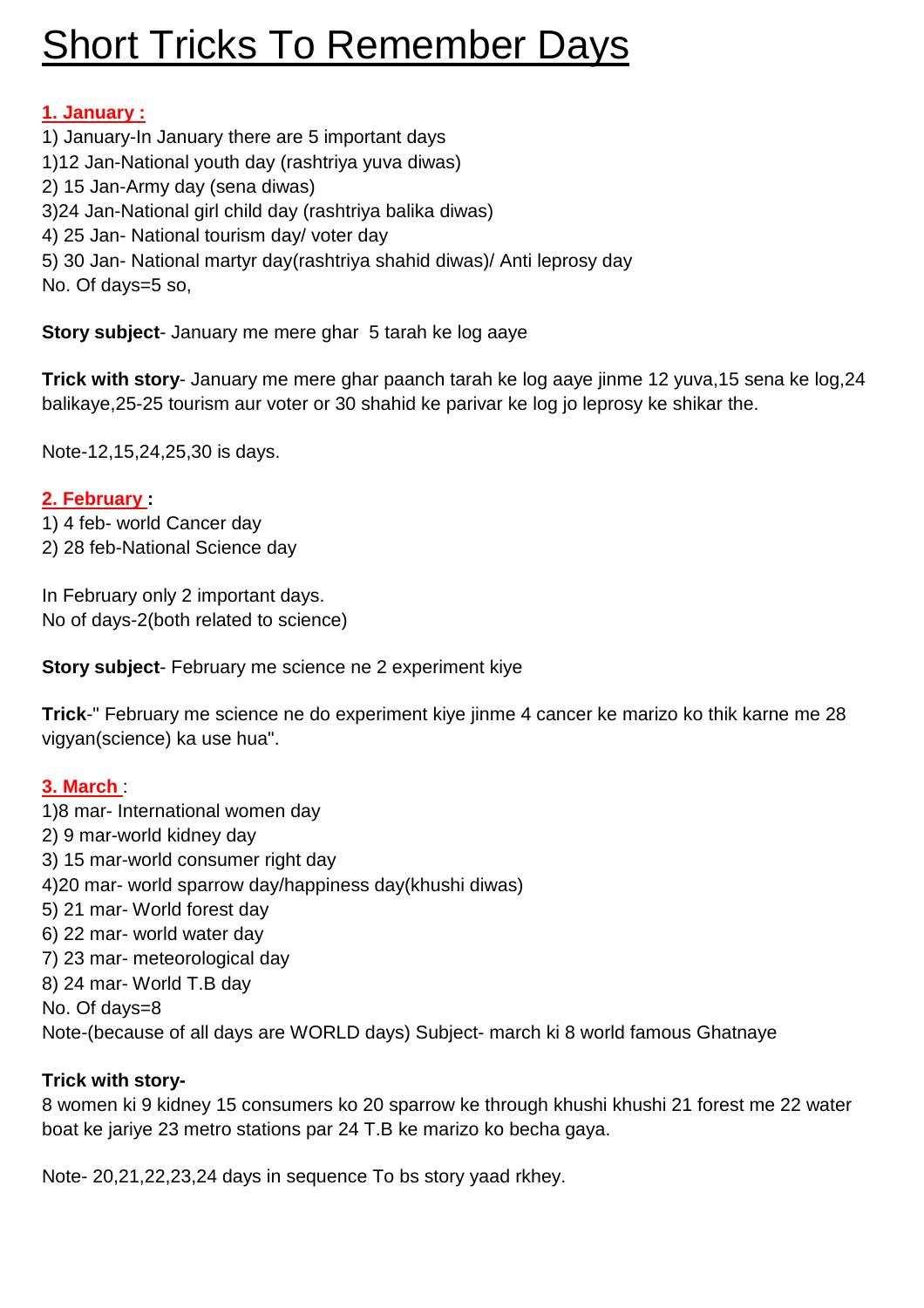# Short Tricks To Remember Days

**1. January :**

1) January-In January there are 5 important days
1)12 Jan-National youth day (rashtriya yuva diwas)
2) 15 Jan-Army day (sena diwas)
3)24 Jan-National girl child day (rashtriya balika diwas)
4) 25 Jan- National tourism day/ voter day
5) 30 Jan- National martyr day(rashtriya shahid diwas)/ Anti leprosy day
No. Of days=5 so,

**Story subject**- January me mere ghar 5 tarah ke log aaye

**Trick with story**- January me mere ghar paanch tarah ke log aaye jinme 12 yuva,15 sena ke log,24 balikaye,25-25 tourism aur voter or 30 shahid ke parivar ke log jo leprosy ke shikar the.

Note-12,15,24,25,30 is days.

**2. February :**

1) 4 feb- world Cancer day
2) 28 feb-National Science day

In February only 2 important days.
No of days-2(both related to science)

**Story subject**- February me science ne 2 experiment kiye

**Trick**-" February me science ne do experiment kiye jinme 4 cancer ke marizo ko thik karne me 28 vigyan(science) ka use hua".

**3. March :**

1)8 mar- International women day
2) 9 mar-world kidney day
3) 15 mar-world consumer right day
4)20 mar- world sparrow day/happiness day(khushi diwas)
5) 21 mar- World forest day
6) 22 mar- world water day
7) 23 mar- meteorological day
8) 24 mar- World T.B day
No. Of days=8
Note-(because of all days are WORLD days) Subject- march ki 8 world famous Ghatnaye

**Trick with story-**
8 women ki 9 kidney 15 consumers ko 20 sparrow ke through khushi khushi 21 forest me 22 water boat ke jariye 23 metro stations par 24 T.B ke marizo ko becha gaya.

Note- 20,21,22,23,24 days in sequence To bs story yaad rkhey.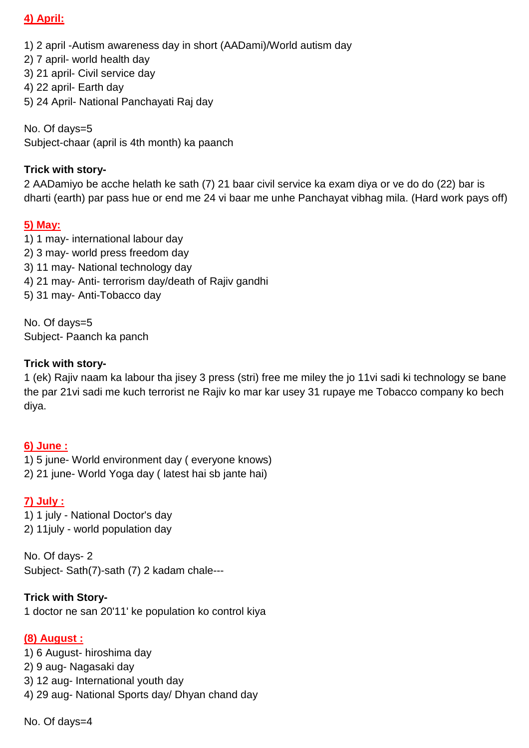**4) April:**

1) 2 april -Autism awareness day in short (AADami)/World autism day
2) 7 april- world health day
3) 21 april- Civil service day
4) 22 april- Earth day
5) 24 April- National Panchayati Raj day

No. Of days=5
Subject-chaar (april is 4th month) ka paanch

**Trick with story-**
2 AADamiyo be acche helath ke sath (7) 21 baar civil service ka exam diya or ve do do (22) bar is dharti (earth) par pass hue or end me 24 vi baar me unhe Panchayat vibhag mila. (Hard work pays off)

**5) May:**
1) 1 may- international labour day
2) 3 may- world press freedom day
3) 11 may- National technology day
4) 21 may- Anti- terrorism day/death of Rajiv gandhi
5) 31 may- Anti-Tobacco day

No. Of days=5
Subject- Paanch ka panch

**Trick with story-**
1 (ek) Rajiv naam ka labour tha jisey 3 press (stri) free me miley the jo 11vi sadi ki technology se bane the par 21vi sadi me kuch terrorist ne Rajiv ko mar kar usey 31 rupaye me Tobacco company ko bech diya.

**6) June :**
1) 5 june- World environment day ( everyone knows)
2) 21 june- World Yoga day ( latest hai sb jante hai)

**7) July :**
1) 1 july - National Doctor's day
2) 11july - world population day

No. Of days- 2
Subject- Sath(7)-sath (7) 2 kadam chale---

**Trick with Story-**
1 doctor ne san 20'11' ke population ko control kiya

**(8) August :**
1) 6 August- hiroshima day
2) 9 aug- Nagasaki day
3) 12 aug- International youth day
4) 29 aug- National Sports day/ Dhyan chand day

No. Of days=4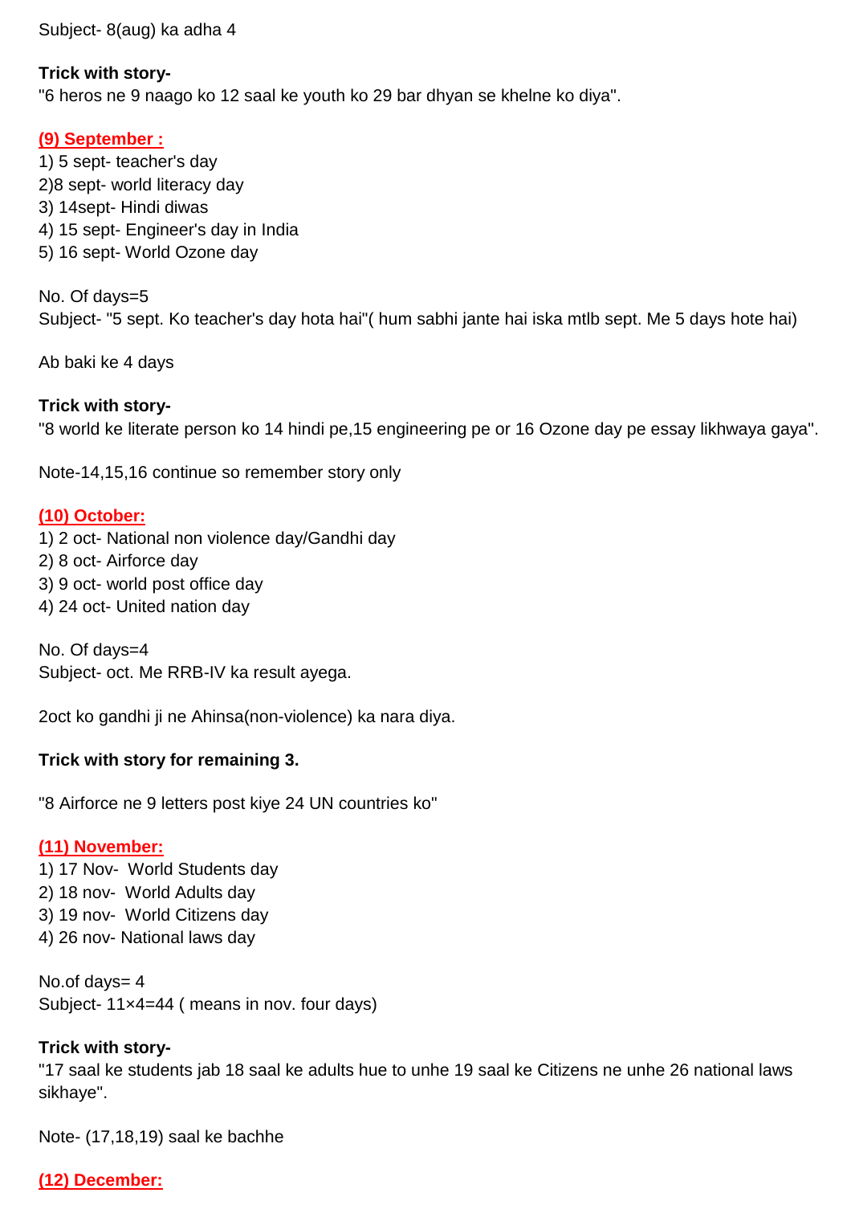Subject- 8(aug) ka adha 4

**Trick with story-**
"6 heros ne 9 naago ko 12 saal ke youth ko 29 bar dhyan se khelne ko diya".

## (9) September :

1) 5 sept- teacher's day
2)8 sept- world literacy day
3) 14sept- Hindi diwas
4) 15 sept- Engineer's day in India
5) 16 sept- World Ozone day

No. Of days=5
Subject- "5 sept. Ko teacher's day hota hai"( hum sabhi jante hai iska mtlb sept. Me 5 days hote hai)

Ab baki ke 4 days

**Trick with story-**
"8 world ke literate person ko 14 hindi pe,15 engineering pe or 16 Ozone day pe essay likhwaya gaya".

Note-14,15,16 continue so remember story only

## (10) October:

1) 2 oct- National non violence day/Gandhi day
2) 8 oct- Airforce day
3) 9 oct- world post office day
4) 24 oct- United nation day

No. Of days=4
Subject- oct. Me RRB-IV ka result ayega.

2oct ko gandhi ji ne Ahinsa(non-violence) ka nara diya.

**Trick with story for remaining 3.**

"8 Airforce ne 9 letters post kiye 24 UN countries ko"

## (11) November:

1) 17 Nov- World Students day
2) 18 nov- World Adults day
3) 19 nov- World Citizens day
4) 26 nov- National laws day

No.of days= 4
Subject- 11×4=44 ( means in nov. four days)

**Trick with story-**
"17 saal ke students jab 18 saal ke adults hue to unhe 19 saal ke Citizens ne unhe 26 national laws sikhaye".

Note- (17,18,19) saal ke bachhe

## (12) December: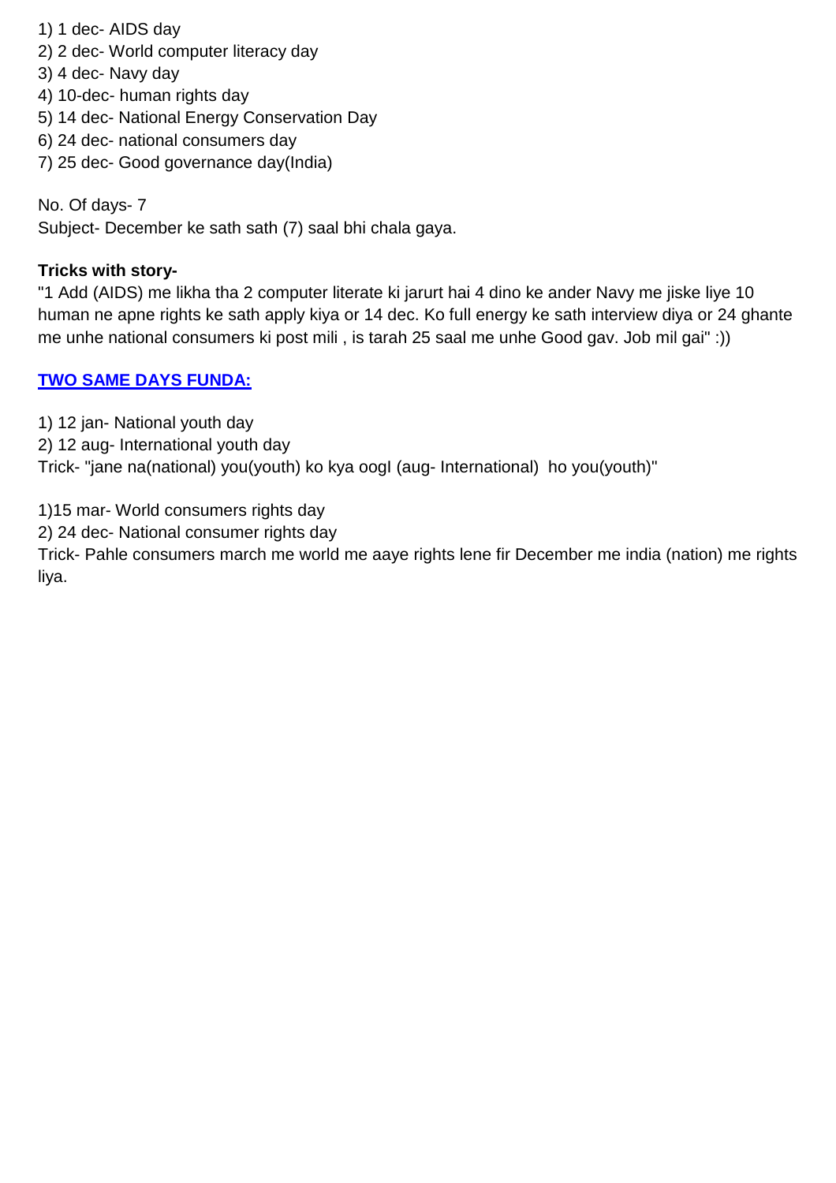1) 1 dec- AIDS day
2) 2 dec- World computer literacy day
3) 4 dec- Navy day
4) 10-dec- human rights day
5) 14 dec- National Energy Conservation Day
6) 24 dec- national consumers day
7) 25 dec- Good governance day(India)

No. Of days- 7
Subject- December ke sath sath (7) saal bhi chala gaya.

**Tricks with story-**
"1 Add (AIDS) me likha tha 2 computer literate ki jarurt hai 4 dino ke ander Navy me jiske liye 10 human ne apne rights ke sath apply kiya or 14 dec. Ko full energy ke sath interview diya or 24 ghante me unhe national consumers ki post mili , is tarah 25 saal me unhe Good gav. Job mil gai" :))

**TWO SAME DAYS FUNDA:**

1) 12 jan- National youth day
2) 12 aug- International youth day
Trick- "jane na(national) you(youth) ko kya oogI (aug- International) ho you(youth)"

1)15 mar- World consumers rights day
2) 24 dec- National consumer rights day
Trick- Pahle consumers march me world me aaye rights lene fir December me india (nation) me rights liya.